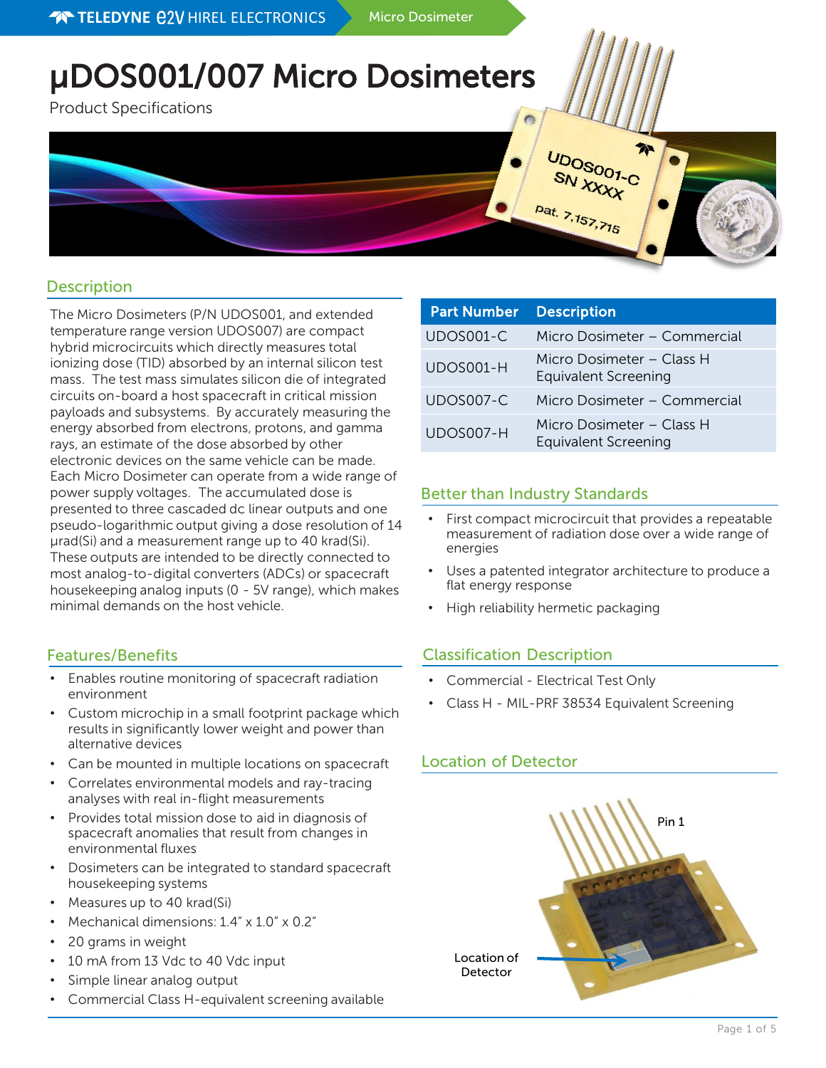# µDOS001/007 Micro Dosimeters

Product Specifications

## Description

The Micro Dosimeters (P/N UDOS001, and extended temperature range version UDOS007) are compact hybrid microcircuits which directly measures total ionizing dose (TID) absorbed by an internal silicon test mass. The test mass simulates silicon die of integrated circuits on-board a host spacecraft in critical mission payloads and subsystems. By accurately measuring the energy absorbed from electrons, protons, and gamma rays, an estimate of the dose absorbed by other electronic devices on the same vehicle can be made. Each Micro Dosimeter can operate from a wide range of power supply voltages. The accumulated dose is presented to three cascaded dc linear outputs and one pseudo-logarithmic output giving a dose resolution of 14 µrad(Si) and a measurement range up to 40 krad(Si). These outputs are intended to be directly connected to most analog-to-digital converters (ADCs) or spacecraft housekeeping analog inputs (0 - 5V range), which makes minimal demands on the host vehicle.

| Part Number | Description |
| --- | --- |
| UDOS001-C | Micro Dosimeter – Commercial |
| UDOS001-H | Micro Dosimeter – Class H Equivalent Screening |
| UDOS007-C | Micro Dosimeter – Commercial |
| UDOS007-H | Micro Dosimeter – Class H Equivalent Screening |

## Features/Benefits

- Enables routine monitoring of spacecraft radiation environment
- Custom microchip in a small footprint package which results in significantly lower weight and power than alternative devices
- Can be mounted in multiple locations on spacecraft
- Correlates environmental models and ray-tracing analyses with real in-flight measurements
- Provides total mission dose to aid in diagnosis of spacecraft anomalies that result from changes in environmental fluxes
- Dosimeters can be integrated to standard spacecraft housekeeping systems
- Measures up to 40 krad(Si)
- Mechanical dimensions: 1.4" x 1.0" x 0.2"
- 20 grams in weight
- 10 mA from 13 Vdc to 40 Vdc input
- Simple linear analog output
- Commercial Class H-equivalent screening available

## Better than Industry Standards

- First compact microcircuit that provides a repeatable measurement of radiation dose over a wide range of energies
- Uses a patented integrator architecture to produce a flat energy response
- High reliability hermetic packaging

## Classification Description

- Commercial - Electrical Test Only
- Class H - MIL-PRF 38534 Equivalent Screening

## Location of Detector

Pin 1

Location of Detector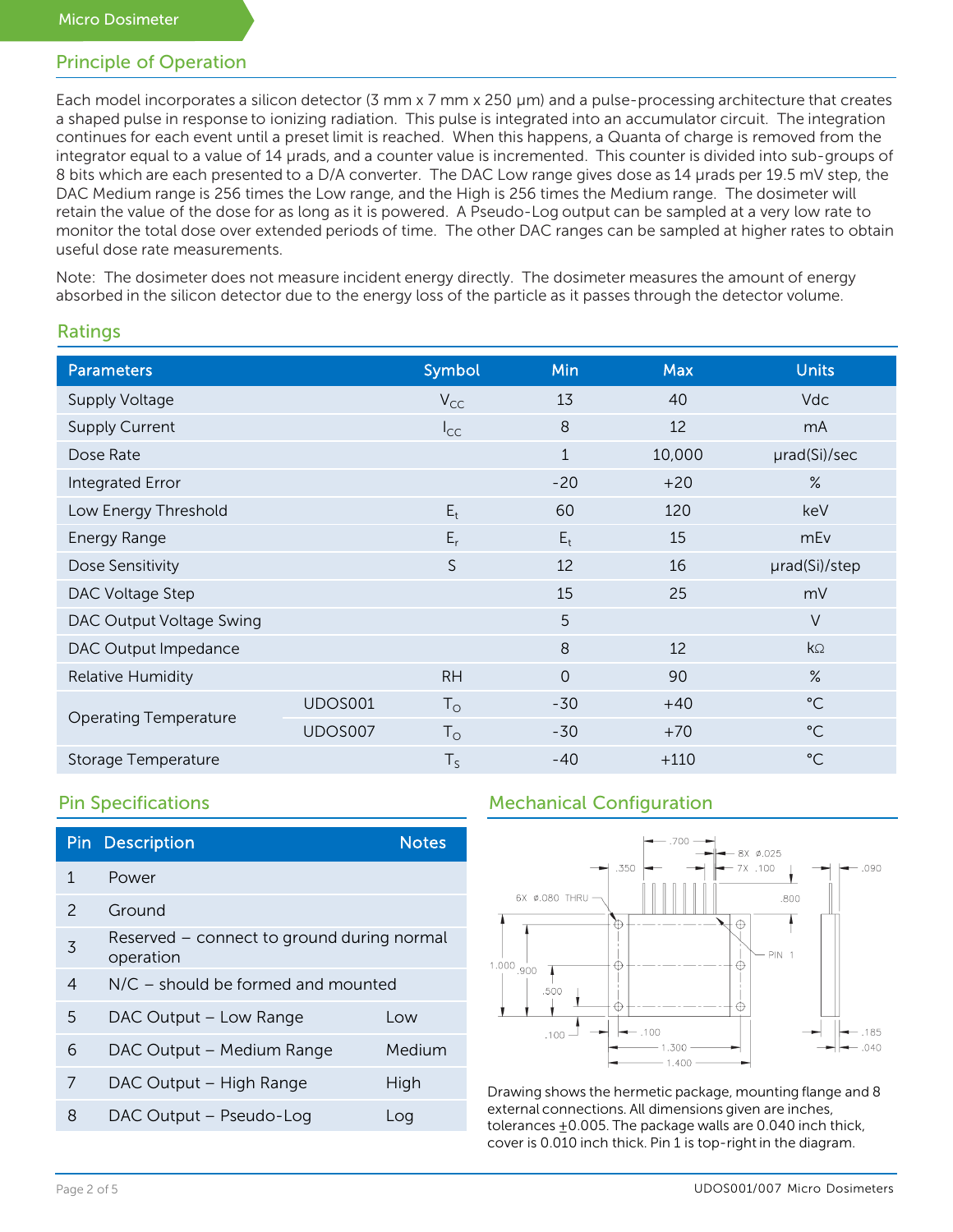## Principle of Operation

Each model incorporates a silicon detector (3 mm x 7 mm x 250 μm) and a pulse-processing architecture that creates a shaped pulse in response to ionizing radiation. This pulse is integrated into an accumulator circuit. The integration continues for each event until a preset limit is reached. When this happens, a Quanta of charge is removed from the integrator equal to a value of 14 μrads, and a counter value is incremented. This counter is divided into sub-groups of 8 bits which are each presented to a D/A converter. The DAC Low range gives dose as 14 μrads per 19.5 mV step, the DAC Medium range is 256 times the Low range, and the High is 256 times the Medium range. The dosimeter will retain the value of the dose for as long as it is powered. A Pseudo-Log output can be sampled at a very low rate to monitor the total dose over extended periods of time. The other DAC ranges can be sampled at higher rates to obtain useful dose rate measurements.

Note: The dosimeter does not measure incident energy directly. The dosimeter measures the amount of energy absorbed in the silicon detector due to the energy loss of the particle as it passes through the detector volume.

## Ratings

| Parameters | | Symbol | Min | Max | Units |
|---|---|---|---|---|---|
| Supply Voltage | | $V_{CC}$ | 13 | 40 | Vdc |
| Supply Current | | $I_{CC}$ | 8 | 12 | mA |
| Dose Rate | | | 1 | 10,000 | μrad(Si)/sec |
| Integrated Error | | | -20 | +20 | % |
| Low Energy Threshold | | $E_t$ | 60 | 120 | keV |
| Energy Range | | $E_r$ | $E_t$ | 15 | mEv |
| Dose Sensitivity | | S | 12 | 16 | μrad(Si)/step |
| DAC Voltage Step | | | 15 | 25 | mV |
| DAC Output Voltage Swing | | | 5 | | V |
| DAC Output Impedance | | | 8 | 12 | kΩ |
| Relative Humidity | | RH | 0 | 90 | % |
| Operating Temperature | UDOS001 | $T_O$ | -30 | +40 | °C |
| | UDOS007 | $T_O$ | -30 | +70 | °C |
| Storage Temperature | | $T_S$ | -40 | +110 | °C |

## Pin Specifications

| Pin | Description | Notes |
|---|---|---|
| 1 | Power | |
| 2 | Ground | |
| 3 | Reserved – connect to ground during normal operation | |
| 4 | N/C – should be formed and mounted | |
| 5 | DAC Output – Low Range | Low |
| 6 | DAC Output – Medium Range | Medium |
| 7 | DAC Output – High Range | High |
| 8 | DAC Output – Pseudo-Log | Log |

## Mechanical Configuration

Drawing shows the hermetic package, mounting flange and 8 external connections. All dimensions given are inches, tolerances ±0.005. The package walls are 0.040 inch thick, cover is 0.010 inch thick. Pin 1 is top-right in the diagram.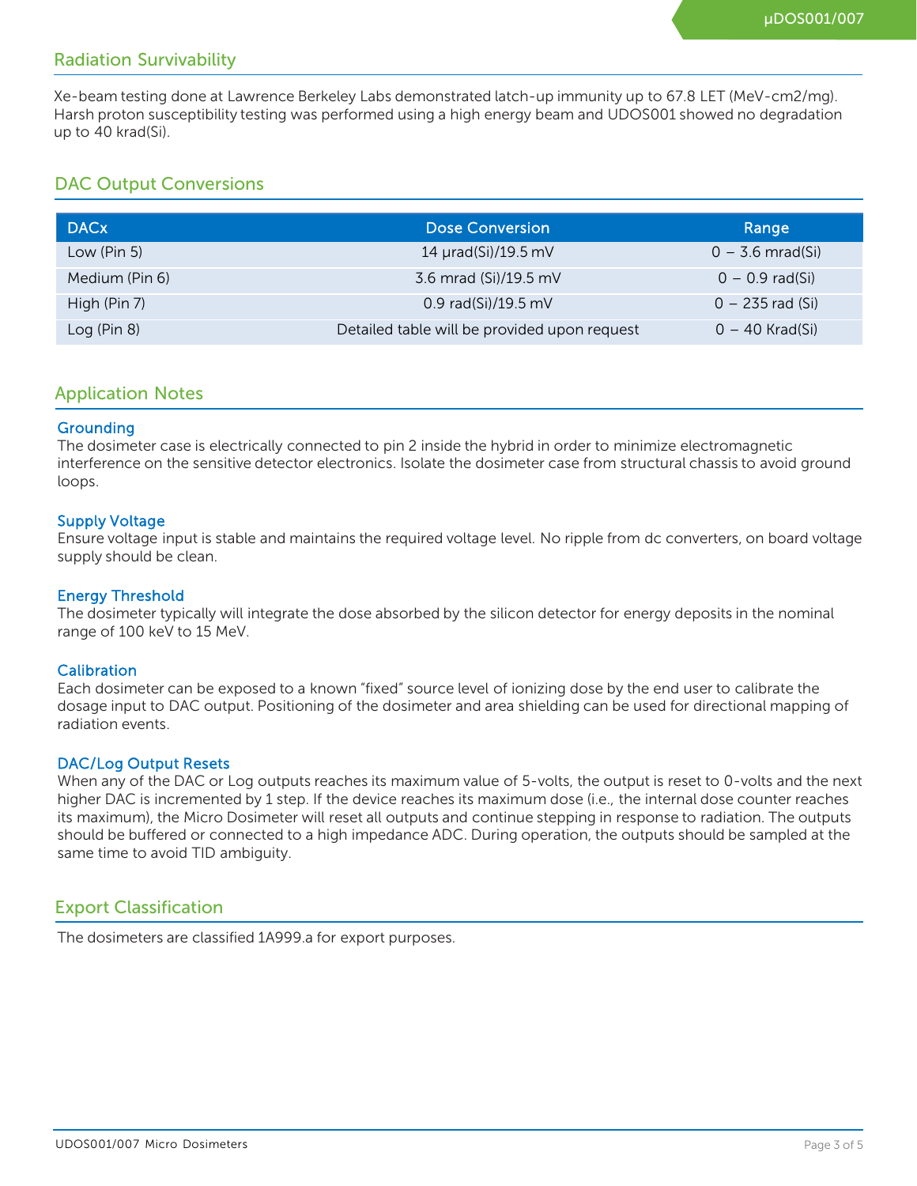## Radiation Survivability

Xe-beam testing done at Lawrence Berkeley Labs demonstrated latch-up immunity up to 67.8 LET (MeV-cm2/mg). Harsh proton susceptibility testing was performed using a high energy beam and UDOS001 showed no degradation up to 40 krad(Si).

## DAC Output Conversions

| DACx | Dose Conversion | Range |
|---|---|---|
| Low (Pin 5) | 14 µrad(Si)/19.5 mV | 0 – 3.6 mrad(Si) |
| Medium (Pin 6) | 3.6 mrad (Si)/19.5 mV | 0 – 0.9 rad(Si) |
| High (Pin 7) | 0.9 rad(Si)/19.5 mV | 0 – 235 rad (Si) |
| Log (Pin 8) | Detailed table will be provided upon request | 0 – 40 Krad(Si) |

## Application Notes

### Grounding

The dosimeter case is electrically connected to pin 2 inside the hybrid in order to minimize electromagnetic interference on the sensitive detector electronics. Isolate the dosimeter case from structural chassis to avoid ground loops.

### Supply Voltage

Ensure voltage input is stable and maintains the required voltage level. No ripple from dc converters, on board voltage supply should be clean.

### Energy Threshold

The dosimeter typically will integrate the dose absorbed by the silicon detector for energy deposits in the nominal range of 100 keV to 15 MeV.

### Calibration

Each dosimeter can be exposed to a known "fixed" source level of ionizing dose by the end user to calibrate the dosage input to DAC output. Positioning of the dosimeter and area shielding can be used for directional mapping of radiation events.

### DAC/Log Output Resets

When any of the DAC or Log outputs reaches its maximum value of 5-volts, the output is reset to 0-volts and the next higher DAC is incremented by 1 step. If the device reaches its maximum dose (i.e., the internal dose counter reaches its maximum), the Micro Dosimeter will reset all outputs and continue stepping in response to radiation. The outputs should be buffered or connected to a high impedance ADC. During operation, the outputs should be sampled at the same time to avoid TID ambiguity.

## Export Classification

The dosimeters are classified 1A999.a for export purposes.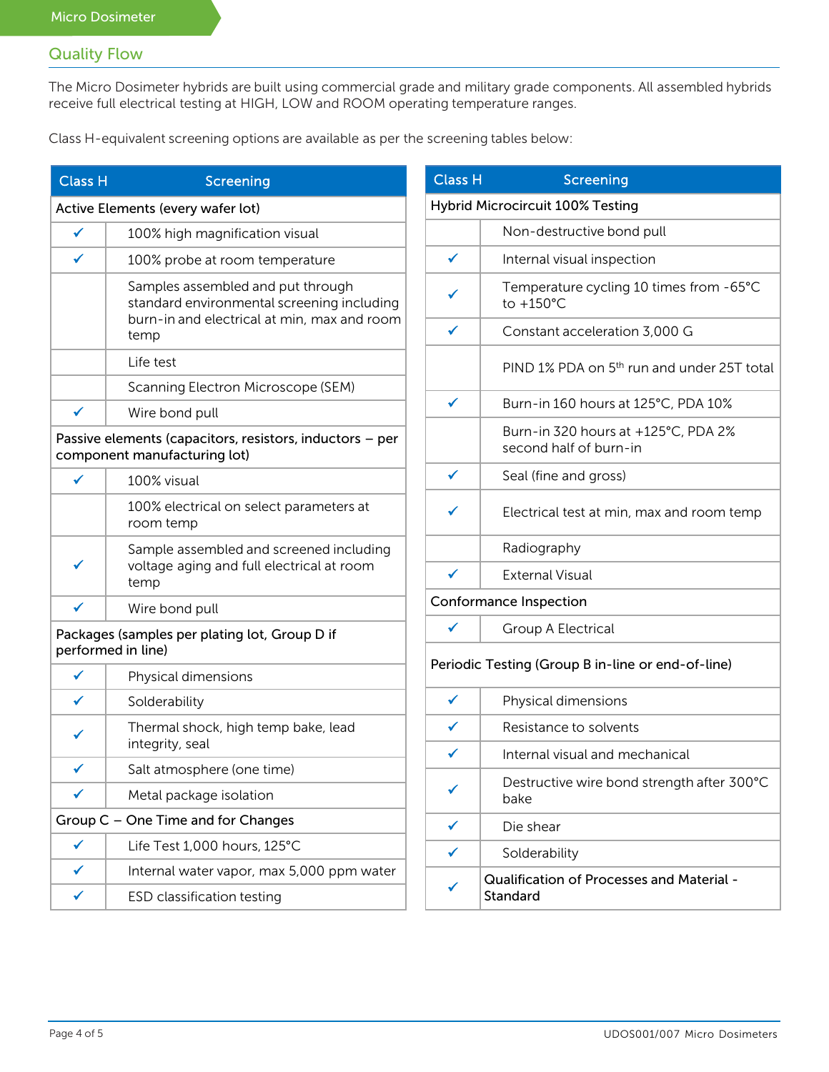## Quality Flow

The Micro Dosimeter hybrids are built using commercial grade and military grade components. All assembled hybrids receive full electrical testing at HIGH, LOW and ROOM operating temperature ranges.

Class H-equivalent screening options are available as per the screening tables below:

| Class H | Screening |
|---|---|
| **Active Elements (every wafer lot)** | |
| ✓ | 100% high magnification visual |
| ✓ | 100% probe at room temperature |
| | Samples assembled and put through standard environmental screening including burn-in and electrical at min, max and room temp |
| | Life test |
| | Scanning Electron Microscope (SEM) |
| ✓ | Wire bond pull |
| **Passive elements (capacitors, resistors, inductors – per component manufacturing lot)** | |
| ✓ | 100% visual |
| | 100% electrical on select parameters at room temp |
| ✓ | Sample assembled and screened including voltage aging and full electrical at room temp |
| ✓ | Wire bond pull |
| **Packages (samples per plating lot, Group D if performed in line)** | |
| ✓ | Physical dimensions |
| ✓ | Solderability |
| ✓ | Thermal shock, high temp bake, lead integrity, seal |
| ✓ | Salt atmosphere (one time) |
| ✓ | Metal package isolation |
| **Group C – One Time and for Changes** | |
| ✓ | Life Test 1,000 hours, 125°C |
| ✓ | Internal water vapor, max 5,000 ppm water |
| ✓ | ESD classification testing |

| Class H | Screening |
|---|---|
| **Hybrid Microcircuit 100% Testing** | |
| | Non-destructive bond pull |
| ✓ | Internal visual inspection |
| ✓ | Temperature cycling 10 times from -65°C to +150°C |
| ✓ | Constant acceleration 3,000 G |
| | PIND 1% PDA on $5^{th}$ run and under 25T total |
| ✓ | Burn-in 160 hours at 125°C, PDA 10% |
| | Burn-in 320 hours at +125°C, PDA 2% second half of burn-in |
| ✓ | Seal (fine and gross) |
| ✓ | Electrical test at min, max and room temp |
| | Radiography |
| ✓ | External Visual |
| **Conformance Inspection** | |
| ✓ | Group A Electrical |
| **Periodic Testing (Group B in-line or end-of-line)** | |
| ✓ | Physical dimensions |
| ✓ | Resistance to solvents |
| ✓ | Internal visual and mechanical |
| ✓ | Destructive wire bond strength after 300°C bake |
| ✓ | Die shear |
| ✓ | Solderability |
| ✓ | **Qualification of Processes and Material - Standard** |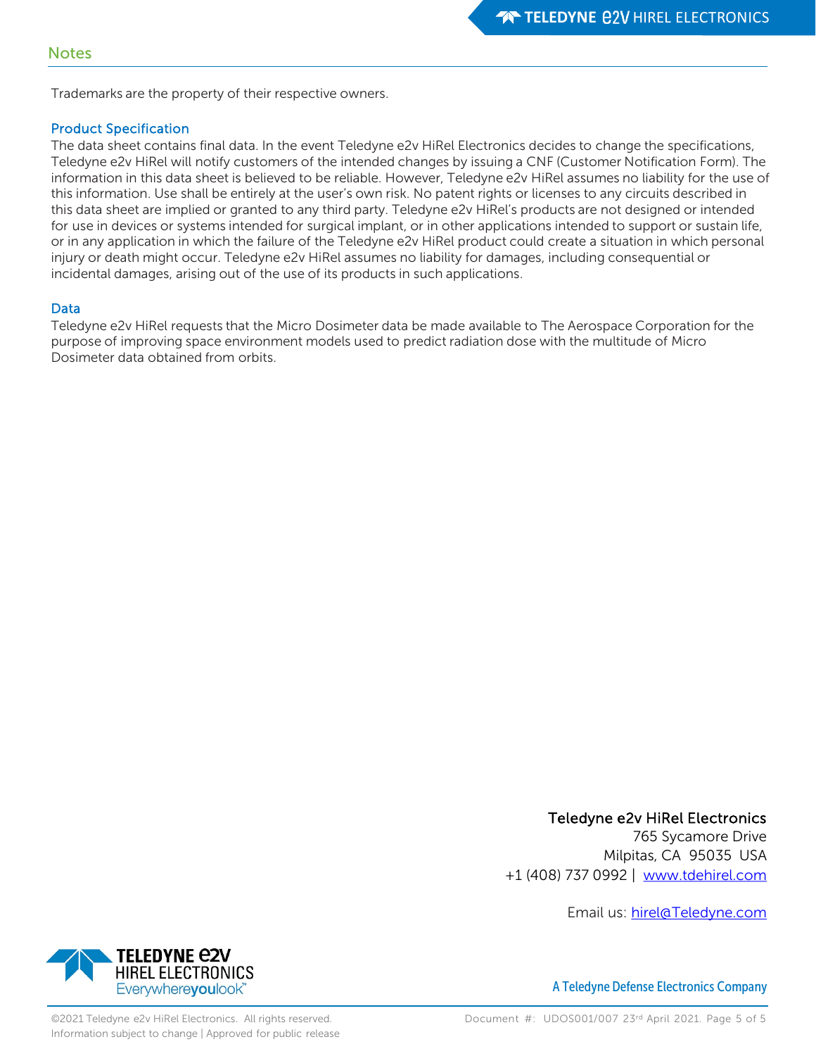## Notes

Trademarks are the property of their respective owners.

### Product Specification

The data sheet contains final data. In the event Teledyne e2v HiRel Electronics decides to change the specifications, Teledyne e2v HiRel will notify customers of the intended changes by issuing a CNF (Customer Notification Form). The information in this data sheet is believed to be reliable. However, Teledyne e2v HiRel assumes no liability for the use of this information. Use shall be entirely at the user's own risk. No patent rights or licenses to any circuits described in this data sheet are implied or granted to any third party. Teledyne e2v HiRel's products are not designed or intended for use in devices or systems intended for surgical implant, or in other applications intended to support or sustain life, or in any application in which the failure of the Teledyne e2v HiRel product could create a situation in which personal injury or death might occur. Teledyne e2v HiRel assumes no liability for damages, including consequential or incidental damages, arising out of the use of its products in such applications.

### Data

Teledyne e2v HiRel requests that the Micro Dosimeter data be made available to The Aerospace Corporation for the purpose of improving space environment models used to predict radiation dose with the multitude of Micro Dosimeter data obtained from orbits.

**Teledyne e2v HiRel Electronics**
765 Sycamore Drive
Milpitas, CA 95035 USA
+1 (408) 737 0992 | www.tdehirel.com

Email us: hirel@Teledyne.com

TELEDYNE e2v HIREL ELECTRONICS
Everywhereyoulook™

A Teledyne Defense Electronics Company

©2021 Teledyne e2v HiRel Electronics. All rights reserved.
Information subject to change | Approved for public release

Document #: UDOS001/007 23rd April 2021.